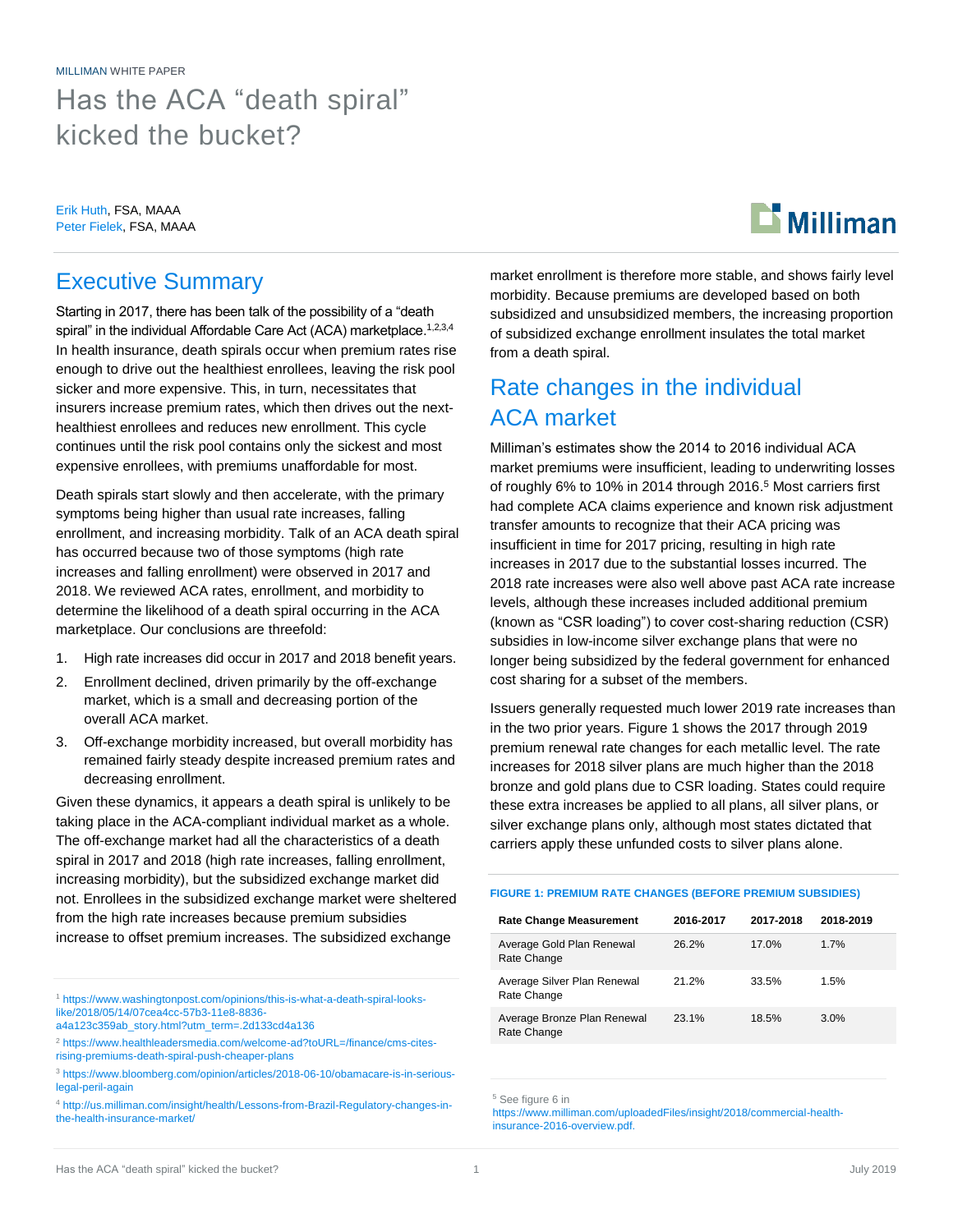MILLIMAN WHITE PAPER

# Has the ACA "death spiral" kicked the bucket?

Erik Huth, FSA, MAAA
Peter Fielek, FSA, MAAA

## Executive Summary

Starting in 2017, there has been talk of the possibility of a "death spiral" in the individual Affordable Care Act (ACA) marketplace.[1,2,3,4] In health insurance, death spirals occur when premium rates rise enough to drive out the healthiest enrollees, leaving the risk pool sicker and more expensive. This, in turn, necessitates that insurers increase premium rates, which then drives out the next-healthiest enrollees and reduces new enrollment. This cycle continues until the risk pool contains only the sickest and most expensive enrollees, with premiums unaffordable for most.

Death spirals start slowly and then accelerate, with the primary symptoms being higher than usual rate increases, falling enrollment, and increasing morbidity. Talk of an ACA death spiral has occurred because two of those symptoms (high rate increases and falling enrollment) were observed in 2017 and 2018. We reviewed ACA rates, enrollment, and morbidity to determine the likelihood of a death spiral occurring in the ACA marketplace. Our conclusions are threefold:

1. High rate increases did occur in 2017 and 2018 benefit years.
2. Enrollment declined, driven primarily by the off-exchange market, which is a small and decreasing portion of the overall ACA market.
3. Off-exchange morbidity increased, but overall morbidity has remained fairly steady despite increased premium rates and decreasing enrollment.

Given these dynamics, it appears a death spiral is unlikely to be taking place in the ACA-compliant individual market as a whole. The off-exchange market had all the characteristics of a death spiral in 2017 and 2018 (high rate increases, falling enrollment, increasing morbidity), but the subsidized exchange market did not. Enrollees in the subsidized exchange market were sheltered from the high rate increases because premium subsidies increase to offset premium increases. The subsidized exchange market enrollment is therefore more stable, and shows fairly level morbidity. Because premiums are developed based on both subsidized and unsubsidized members, the increasing proportion of subsidized exchange enrollment insulates the total market from a death spiral.

## Rate changes in the individual ACA market

Milliman's estimates show the 2014 to 2016 individual ACA market premiums were insufficient, leading to underwriting losses of roughly 6% to 10% in 2014 through 2016.[5] Most carriers first had complete ACA claims experience and known risk adjustment transfer amounts to recognize that their ACA pricing was insufficient in time for 2017 pricing, resulting in high rate increases in 2017 due to the substantial losses incurred. The 2018 rate increases were also well above past ACA rate increase levels, although these increases included additional premium (known as "CSR loading") to cover cost-sharing reduction (CSR) subsidies in low-income silver exchange plans that were no longer being subsidized by the federal government for enhanced cost sharing for a subset of the members.

Issuers generally requested much lower 2019 rate increases than in the two prior years. Figure 1 shows the 2017 through 2019 premium renewal rate changes for each metallic level. The rate increases for 2018 silver plans are much higher than the 2018 bronze and gold plans due to CSR loading. States could require these extra increases be applied to all plans, all silver plans, or silver exchange plans only, although most states dictated that carriers apply these unfunded costs to silver plans alone.

**FIGURE 1: PREMIUM RATE CHANGES (BEFORE PREMIUM SUBSIDIES)**

| Rate Change Measurement | 2016-2017 | 2017-2018 | 2018-2019 |
|---|---|---|---|
| Average Gold Plan Renewal Rate Change | 26.2% | 17.0% | 1.7% |
| Average Silver Plan Renewal Rate Change | 21.2% | 33.5% | 1.5% |
| Average Bronze Plan Renewal Rate Change | 23.1% | 18.5% | 3.0% |

[1] https://www.washingtonpost.com/opinions/this-is-what-a-death-spiral-looks-like/2018/05/14/07cea4cc-57b3-11e8-8836-a4a123c359ab_story.html?utm_term=.2d133cd4a136

[2] https://www.healthleadersmedia.com/welcome-ad?toURL=/finance/cms-cites-rising-premiums-death-spiral-push-cheaper-plans

[3] https://www.bloomberg.com/opinion/articles/2018-06-10/obamacare-is-in-serious-legal-peril-again

[4] http://us.milliman.com/insight/health/Lessons-from-Brazil-Regulatory-changes-in-the-health-insurance-market/

[5] See figure 6 in https://www.milliman.com/uploadedFiles/insight/2018/commercial-health-insurance-2016-overview.pdf.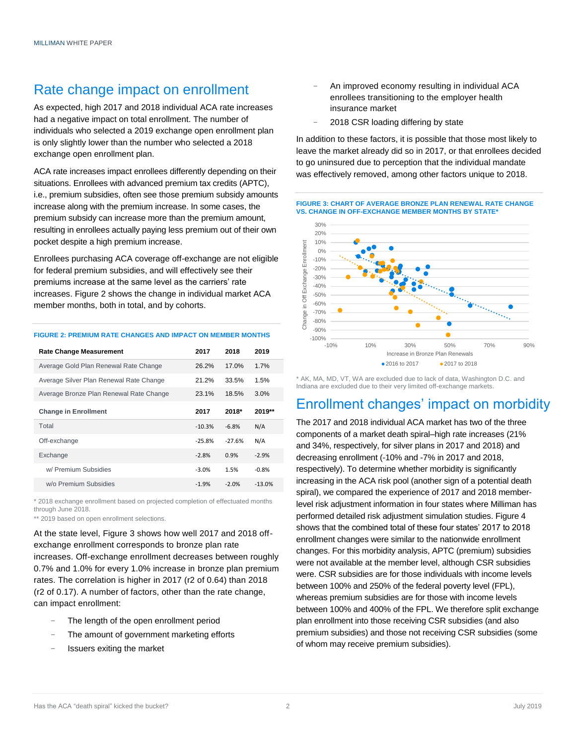## Rate change impact on enrollment

As expected, high 2017 and 2018 individual ACA rate increases had a negative impact on total enrollment. The number of individuals who selected a 2019 exchange open enrollment plan is only slightly lower than the number who selected a 2018 exchange open enrollment plan.

ACA rate increases impact enrollees differently depending on their situations. Enrollees with advanced premium tax credits (APTC), i.e., premium subsidies, often see those premium subsidy amounts increase along with the premium increase. In some cases, the premium subsidy can increase more than the premium amount, resulting in enrollees actually paying less premium out of their own pocket despite a high premium increase.

Enrollees purchasing ACA coverage off-exchange are not eligible for federal premium subsidies, and will effectively see their premiums increase at the same level as the carriers' rate increases. Figure 2 shows the change in individual market ACA member months, both in total, and by cohorts.

**FIGURE 2: PREMIUM RATE CHANGES AND IMPACT ON MEMBER MONTHS**

| Rate Change Measurement | 2017 | 2018 | 2019 |
|---|---|---|---|
| Average Gold Plan Renewal Rate Change | 26.2% | 17.0% | 1.7% |
| Average Silver Plan Renewal Rate Change | 21.2% | 33.5% | 1.5% |
| Average Bronze Plan Renewal Rate Change | 23.1% | 18.5% | 3.0% |
| **Change in Enrollment** | **2017** | **2018*** | **2019**** |
| Total | -10.3% | -6.8% | N/A |
| Off-exchange | -25.8% | -27.6% | N/A |
| Exchange | -2.8% | 0.9% | -2.9% |
| w/ Premium Subsidies | -3.0% | 1.5% | -0.8% |
| w/o Premium Subsidies | -1.9% | -2.0% | -13.0% |

\* 2018 exchange enrollment based on projected completion of effectuated months through June 2018.
** 2019 based on open enrollment selections.

At the state level, Figure 3 shows how well 2017 and 2018 off-exchange enrollment corresponds to bronze plan rate increases. Off-exchange enrollment decreases between roughly 0.7% and 1.0% for every 1.0% increase in bronze plan premium rates. The correlation is higher in 2017 ($r^2$ of 0.64) than 2018 ($r^2$ of 0.17). A number of factors, other than the rate change, can impact enrollment:

- The length of the open enrollment period
- The amount of government marketing efforts
- Issuers exiting the market
- An improved economy resulting in individual ACA enrollees transitioning to the employer health insurance market
- 2018 CSR loading differing by state

In addition to these factors, it is possible that those most likely to leave the market already did so in 2017, or that enrollees decided to go uninsured due to perception that the individual mandate was effectively removed, among other factors unique to 2018.

**FIGURE 3: CHART OF AVERAGE BRONZE PLAN RENEWAL RATE CHANGE VS. CHANGE IN OFF-EXCHANGE MEMBER MONTHS BY STATE***

\* AK, MA, MD, VT, WA are excluded due to lack of data, Washington D.C. and Indiana are excluded due to their very limited off-exchange markets.

## Enrollment changes' impact on morbidity

The 2017 and 2018 individual ACA market has two of the three components of a market death spiral–high rate increases (21% and 34%, respectively, for silver plans in 2017 and 2018) and decreasing enrollment (-10% and -7% in 2017 and 2018, respectively). To determine whether morbidity is significantly increasing in the ACA risk pool (another sign of a potential death spiral), we compared the experience of 2017 and 2018 member-level risk adjustment information in four states where Milliman has performed detailed risk adjustment simulation studies. Figure 4 shows that the combined total of these four states' 2017 to 2018 enrollment changes were similar to the nationwide enrollment changes. For this morbidity analysis, APTC (premium) subsidies were not available at the member level, although CSR subsidies were. CSR subsidies are for those individuals with income levels between 100% and 250% of the federal poverty level (FPL), whereas premium subsidies are for those with income levels between 100% and 400% of the FPL. We therefore split exchange plan enrollment into those receiving CSR subsidies (and also premium subsidies) and those not receiving CSR subsidies (some of whom may receive premium subsidies).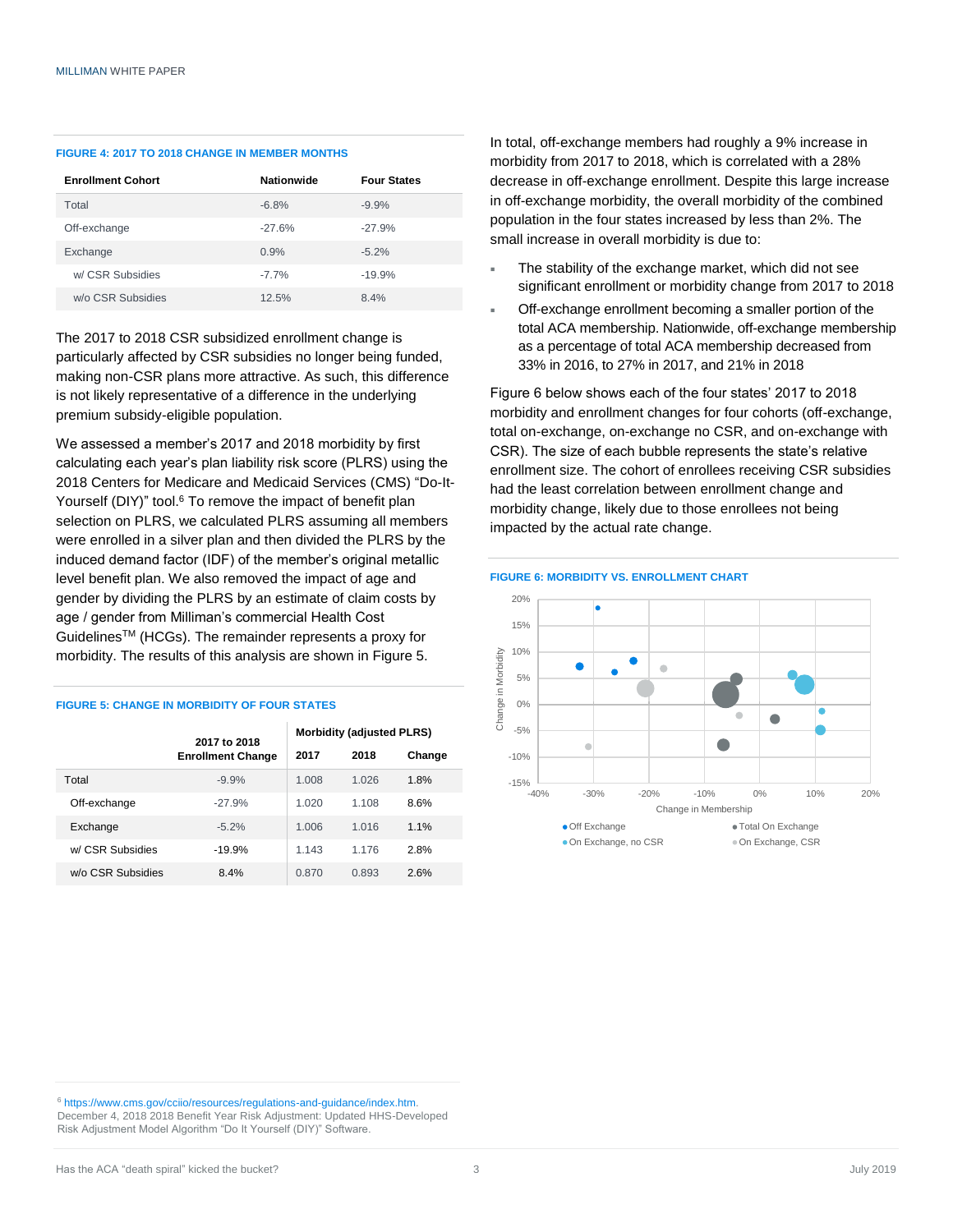#### FIGURE 4: 2017 TO 2018 CHANGE IN MEMBER MONTHS

| Enrollment Cohort | Nationwide | Four States |
|---|---|---|
| Total | -6.8% | -9.9% |
| Off-exchange | -27.6% | -27.9% |
| Exchange | 0.9% | -5.2% |
| w/ CSR Subsidies | -7.7% | -19.9% |
| w/o CSR Subsidies | 12.5% | 8.4% |

The 2017 to 2018 CSR subsidized enrollment change is particularly affected by CSR subsidies no longer being funded, making non-CSR plans more attractive. As such, this difference is not likely representative of a difference in the underlying premium subsidy-eligible population.

We assessed a member's 2017 and 2018 morbidity by first calculating each year's plan liability risk score (PLRS) using the 2018 Centers for Medicare and Medicaid Services (CMS) "Do-It-Yourself (DIY)" tool.[6] To remove the impact of benefit plan selection on PLRS, we calculated PLRS assuming all members were enrolled in a silver plan and then divided the PLRS by the induced demand factor (IDF) of the member's original metallic level benefit plan. We also removed the impact of age and gender by dividing the PLRS by an estimate of claim costs by age / gender from Milliman's commercial Health Cost Guidelines™ (HCGs). The remainder represents a proxy for morbidity. The results of this analysis are shown in Figure 5.

#### FIGURE 5: CHANGE IN MORBIDITY OF FOUR STATES

| | 2017 to 2018 Enrollment Change | Morbidity (adjusted PLRS) | | |
|---|---|---|---|---|
| | | 2017 | 2018 | Change |
| Total | -9.9% | 1.008 | 1.026 | 1.8% |
| Off-exchange | -27.9% | 1.020 | 1.108 | 8.6% |
| Exchange | -5.2% | 1.006 | 1.016 | 1.1% |
| w/ CSR Subsidies | -19.9% | 1.143 | 1.176 | 2.8% |
| w/o CSR Subsidies | 8.4% | 0.870 | 0.893 | 2.6% |

In total, off-exchange members had roughly a 9% increase in morbidity from 2017 to 2018, which is correlated with a 28% decrease in off-exchange enrollment. Despite this large increase in off-exchange morbidity, the overall morbidity of the combined population in the four states increased by less than 2%. The small increase in overall morbidity is due to:

- The stability of the exchange market, which did not see significant enrollment or morbidity change from 2017 to 2018
- Off-exchange enrollment becoming a smaller portion of the total ACA membership. Nationwide, off-exchange membership as a percentage of total ACA membership decreased from 33% in 2016, to 27% in 2017, and 21% in 2018

Figure 6 below shows each of the four states' 2017 to 2018 morbidity and enrollment changes for four cohorts (off-exchange, total on-exchange, on-exchange no CSR, and on-exchange with CSR). The size of each bubble represents the state's relative enrollment size. The cohort of enrollees receiving CSR subsidies had the least correlation between enrollment change and morbidity change, likely due to those enrollees not being impacted by the actual rate change.

#### FIGURE 6: MORBIDITY VS. ENROLLMENT CHART

[6] https://www.cms.gov/cciio/resources/regulations-and-guidance/index.htm. December 4, 2018 2018 Benefit Year Risk Adjustment: Updated HHS-Developed Risk Adjustment Model Algorithm "Do It Yourself (DIY)" Software.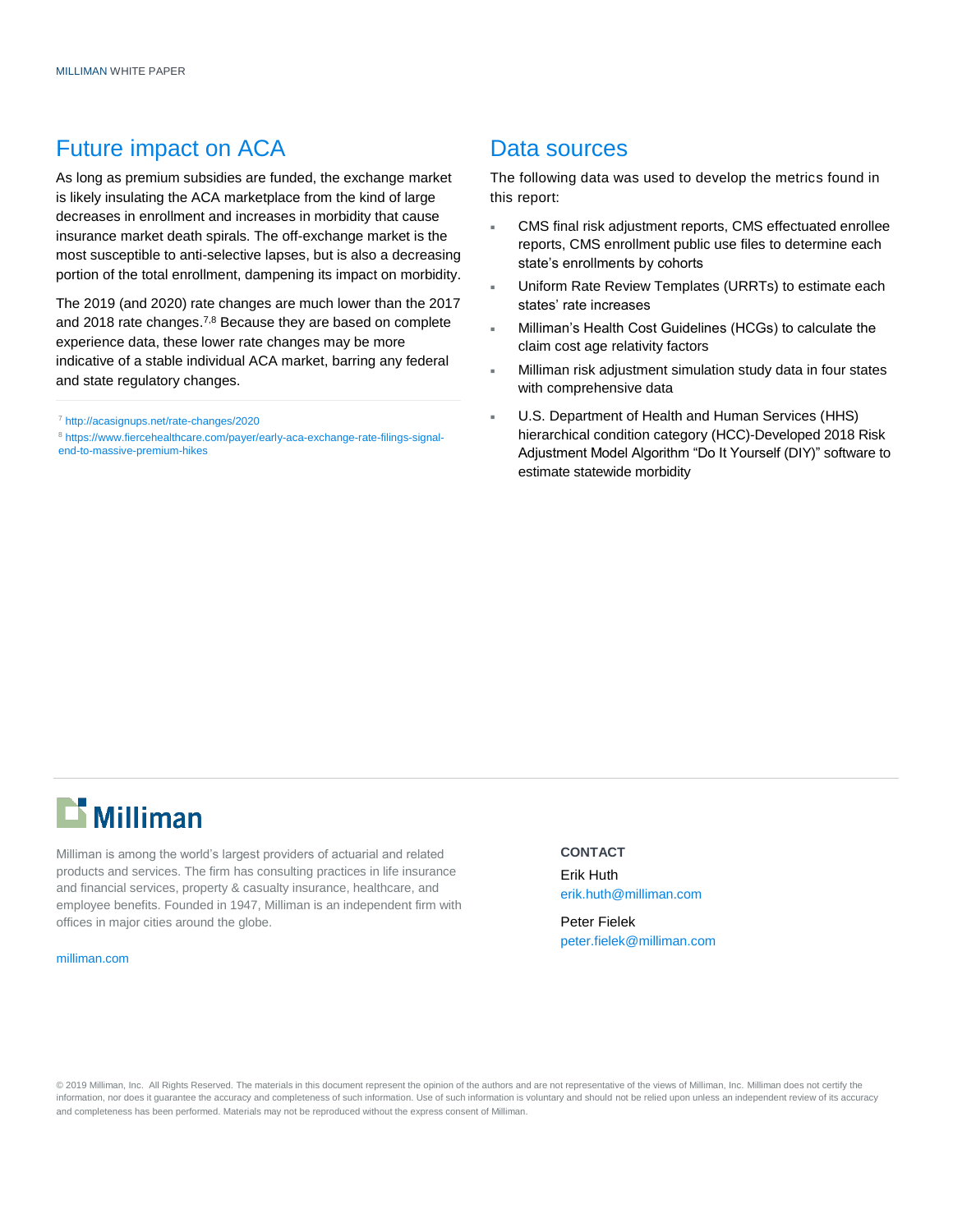## Future impact on ACA

As long as premium subsidies are funded, the exchange market is likely insulating the ACA marketplace from the kind of large decreases in enrollment and increases in morbidity that cause insurance market death spirals. The off-exchange market is the most susceptible to anti-selective lapses, but is also a decreasing portion of the total enrollment, dampening its impact on morbidity.

The 2019 (and 2020) rate changes are much lower than the 2017 and 2018 rate changes.[7,8] Because they are based on complete experience data, these lower rate changes may be more indicative of a stable individual ACA market, barring any federal and state regulatory changes.

[7] http://acasignups.net/rate-changes/2020

[8] https://www.fiercehealthcare.com/payer/early-aca-exchange-rate-filings-signal-end-to-massive-premium-hikes

## Data sources

The following data was used to develop the metrics found in this report:

- CMS final risk adjustment reports, CMS effectuated enrollee reports, CMS enrollment public use files to determine each state's enrollments by cohorts
- Uniform Rate Review Templates (URRTs) to estimate each states' rate increases
- Milliman's Health Cost Guidelines (HCGs) to calculate the claim cost age relativity factors
- Milliman risk adjustment simulation study data in four states with comprehensive data
- U.S. Department of Health and Human Services (HHS) hierarchical condition category (HCC)-Developed 2018 Risk Adjustment Model Algorithm "Do It Yourself (DIY)" software to estimate statewide morbidity

**Milliman**

Milliman is among the world's largest providers of actuarial and related products and services. The firm has consulting practices in life insurance and financial services, property & casualty insurance, healthcare, and employee benefits. Founded in 1947, Milliman is an independent firm with offices in major cities around the globe.

milliman.com

**CONTACT**

Erik Huth
erik.huth@milliman.com

Peter Fielek
peter.fielek@milliman.com

© 2019 Milliman, Inc. All Rights Reserved. The materials in this document represent the opinion of the authors and are not representative of the views of Milliman, Inc. Milliman does not certify the information, nor does it guarantee the accuracy and completeness of such information. Use of such information is voluntary and should not be relied upon unless an independent review of its accuracy and completeness has been performed. Materials may not be reproduced without the express consent of Milliman.